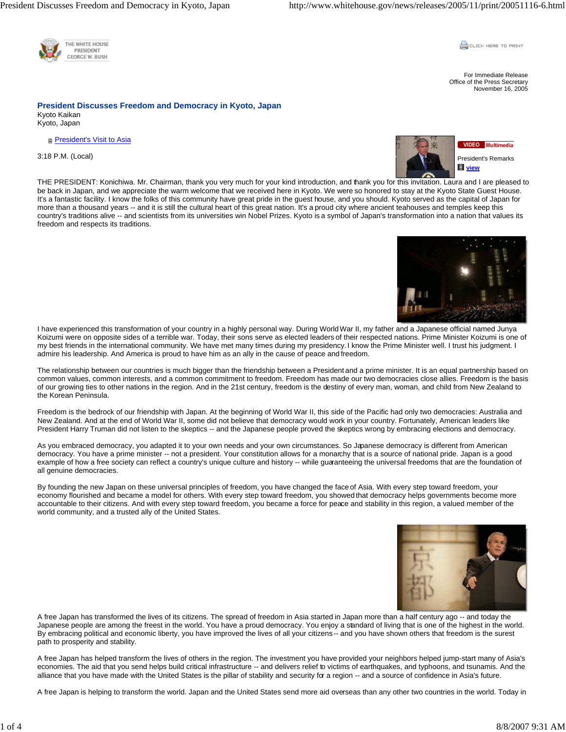THE WHITE HOUSE
PRESIDENT
GEORGE W. BUSH

CLICK HERE TO PRINT

For Immediate Release
Office of the Press Secretary
November 16, 2005

## President Discusses Freedom and Democracy in Kyoto, Japan

Kyoto Kaikan
Kyoto, Japan

President's Visit to Asia

3:18 P.M. (Local)

VIDEO Multimedia
President's Remarks
view

THE PRESIDENT: Konichiwa. Mr. Chairman, thank you very much for your kind introduction, and thank you for this invitation. Laura and I are pleased to be back in Japan, and we appreciate the warm welcome that we received here in Kyoto. We were so honored to stay at the Kyoto State Guest House. It's a fantastic facility. I know the folks of this community have great pride in the guest house, and you should. Kyoto served as the capital of Japan for more than a thousand years -- and it is still the cultural heart of this great nation. It's a proud city where ancient teahouses and temples keep this country's traditions alive -- and scientists from its universities win Nobel Prizes. Kyoto is a symbol of Japan's transformation into a nation that values its freedom and respects its traditions.

I have experienced this transformation of your country in a highly personal way. During World War II, my father and a Japanese official named Junya Koizumi were on opposite sides of a terrible war. Today, their sons serve as elected leaders of their respected nations. Prime Minister Koizumi is one of my best friends in the international community. We have met many times during my presidency. I know the Prime Minister well. I trust his judgment. I admire his leadership. And America is proud to have him as an ally in the cause of peace and freedom.

The relationship between our countries is much bigger than the friendship between a President and a prime minister. It is an equal partnership based on common values, common interests, and a common commitment to freedom. Freedom has made our two democracies close allies. Freedom is the basis of our growing ties to other nations in the region. And in the 21st century, freedom is the destiny of every man, woman, and child from New Zealand to the Korean Peninsula.

Freedom is the bedrock of our friendship with Japan. At the beginning of World War II, this side of the Pacific had only two democracies: Australia and New Zealand. And at the end of World War II, some did not believe that democracy would work in your country. Fortunately, American leaders like President Harry Truman did not listen to the skeptics -- and the Japanese people proved the skeptics wrong by embracing elections and democracy.

As you embraced democracy, you adapted it to your own needs and your own circumstances. So Japanese democracy is different from American democracy. You have a prime minister -- not a president. Your constitution allows for a monarchy that is a source of national pride. Japan is a good example of how a free society can reflect a country's unique culture and history -- while guaranteeing the universal freedoms that are the foundation of all genuine democracies.

By founding the new Japan on these universal principles of freedom, you have changed the face of Asia. With every step toward freedom, your economy flourished and became a model for others. With every step toward freedom, you showed that democracy helps governments become more accountable to their citizens. And with every step toward freedom, you became a force for peace and stability in this region, a valued member of the world community, and a trusted ally of the United States.

A free Japan has transformed the lives of its citizens. The spread of freedom in Asia started in Japan more than a half century ago -- and today the Japanese people are among the freest in the world. You have a proud democracy. You enjoy a standard of living that is one of the highest in the world. By embracing political and economic liberty, you have improved the lives of all your citizens -- and you have shown others that freedom is the surest path to prosperity and stability.

A free Japan has helped transform the lives of others in the region. The investment you have provided your neighbors helped jump-start many of Asia's economies. The aid that you send helps build critical infrastructure -- and delivers relief to victims of earthquakes, and typhoons, and tsunamis. And the alliance that you have made with the United States is the pillar of stability and security for a region -- and a source of confidence in Asia's future.

A free Japan is helping to transform the world. Japan and the United States send more aid overseas than any other two countries in the world. Today in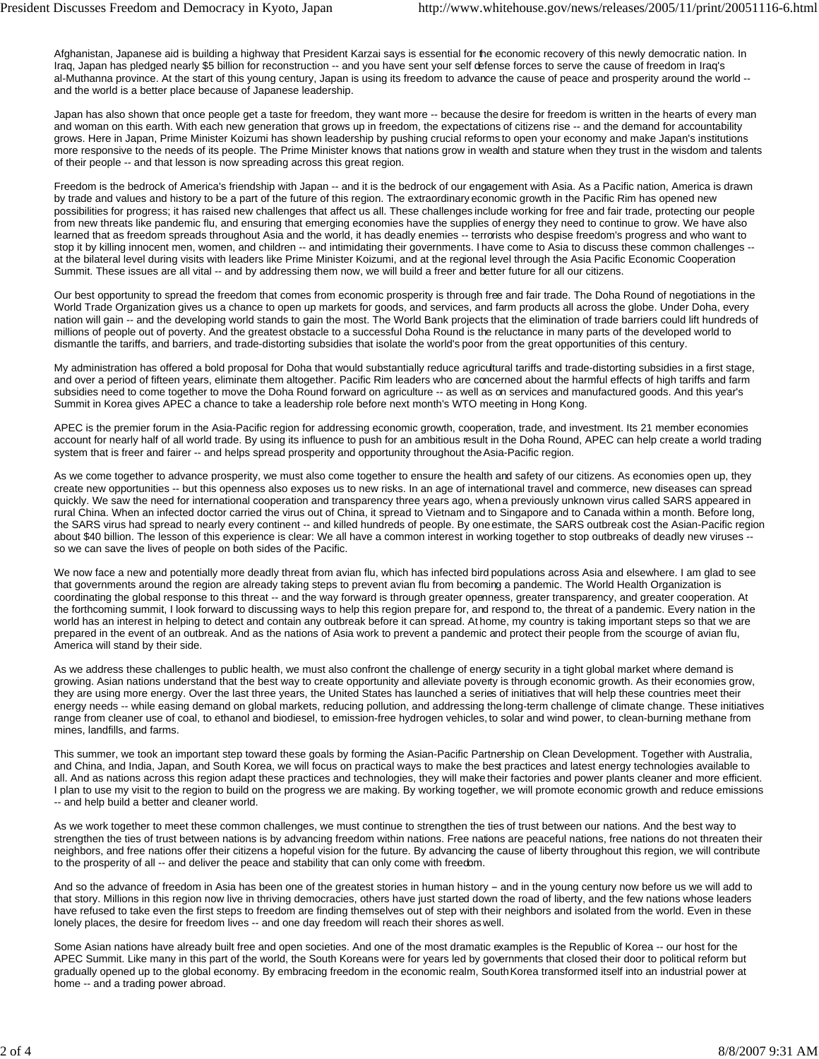Afghanistan, Japanese aid is building a highway that President Karzai says is essential for the economic recovery of this newly democratic nation. In Iraq, Japan has pledged nearly $5 billion for reconstruction -- and you have sent your self defense forces to serve the cause of freedom in Iraq's al-Muthanna province. At the start of this young century, Japan is using its freedom to advance the cause of peace and prosperity around the world -- and the world is a better place because of Japanese leadership.

Japan has also shown that once people get a taste for freedom, they want more -- because the desire for freedom is written in the hearts of every man and woman on this earth. With each new generation that grows up in freedom, the expectations of citizens rise -- and the demand for accountability grows. Here in Japan, Prime Minister Koizumi has shown leadership by pushing crucial reforms to open your economy and make Japan's institutions more responsive to the needs of its people. The Prime Minister knows that nations grow in wealth and stature when they trust in the wisdom and talents of their people -- and that lesson is now spreading across this great region.

Freedom is the bedrock of America's friendship with Japan -- and it is the bedrock of our engagement with Asia. As a Pacific nation, America is drawn by trade and values and history to be a part of the future of this region. The extraordinary economic growth in the Pacific Rim has opened new possibilities for progress; it has raised new challenges that affect us all. These challenges include working for free and fair trade, protecting our people from new threats like pandemic flu, and ensuring that emerging economies have the supplies of energy they need to continue to grow. We have also learned that as freedom spreads throughout Asia and the world, it has deadly enemies -- terrorists who despise freedom's progress and who want to stop it by killing innocent men, women, and children -- and intimidating their governments. I have come to Asia to discuss these common challenges -- at the bilateral level during visits with leaders like Prime Minister Koizumi, and at the regional level through the Asia Pacific Economic Cooperation Summit. These issues are all vital -- and by addressing them now, we will build a freer and better future for all our citizens.

Our best opportunity to spread the freedom that comes from economic prosperity is through free and fair trade. The Doha Round of negotiations in the World Trade Organization gives us a chance to open up markets for goods, and services, and farm products all across the globe. Under Doha, every nation will gain -- and the developing world stands to gain the most. The World Bank projects that the elimination of trade barriers could lift hundreds of millions of people out of poverty. And the greatest obstacle to a successful Doha Round is the reluctance in many parts of the developed world to dismantle the tariffs, and barriers, and trade-distorting subsidies that isolate the world's poor from the great opportunities of this century.

My administration has offered a bold proposal for Doha that would substantially reduce agricultural tariffs and trade-distorting subsidies in a first stage, and over a period of fifteen years, eliminate them altogether. Pacific Rim leaders who are concerned about the harmful effects of high tariffs and farm subsidies need to come together to move the Doha Round forward on agriculture -- as well as on services and manufactured goods. And this year's Summit in Korea gives APEC a chance to take a leadership role before next month's WTO meeting in Hong Kong.

APEC is the premier forum in the Asia-Pacific region for addressing economic growth, cooperation, trade, and investment. Its 21 member economies account for nearly half of all world trade. By using its influence to push for an ambitious result in the Doha Round, APEC can help create a world trading system that is freer and fairer -- and helps spread prosperity and opportunity throughout the Asia-Pacific region.

As we come together to advance prosperity, we must also come together to ensure the health and safety of our citizens. As economies open up, they create new opportunities -- but this openness also exposes us to new risks. In an age of international travel and commerce, new diseases can spread quickly. We saw the need for international cooperation and transparency three years ago, when a previously unknown virus called SARS appeared in rural China. When an infected doctor carried the virus out of China, it spread to Vietnam and to Singapore and to Canada within a month. Before long, the SARS virus had spread to nearly every continent -- and killed hundreds of people. By one estimate, the SARS outbreak cost the Asian-Pacific region about $40 billion. The lesson of this experience is clear: We all have a common interest in working together to stop outbreaks of deadly new viruses -- so we can save the lives of people on both sides of the Pacific.

We now face a new and potentially more deadly threat from avian flu, which has infected bird populations across Asia and elsewhere. I am glad to see that governments around the region are already taking steps to prevent avian flu from becoming a pandemic. The World Health Organization is coordinating the global response to this threat -- and the way forward is through greater openness, greater transparency, and greater cooperation. At the forthcoming summit, I look forward to discussing ways to help this region prepare for, and respond to, the threat of a pandemic. Every nation in the world has an interest in helping to detect and contain any outbreak before it can spread. At home, my country is taking important steps so that we are prepared in the event of an outbreak. And as the nations of Asia work to prevent a pandemic and protect their people from the scourge of avian flu, America will stand by their side.

As we address these challenges to public health, we must also confront the challenge of energy security in a tight global market where demand is growing. Asian nations understand that the best way to create opportunity and alleviate poverty is through economic growth. As their economies grow, they are using more energy. Over the last three years, the United States has launched a series of initiatives that will help these countries meet their energy needs -- while easing demand on global markets, reducing pollution, and addressing the long-term challenge of climate change. These initiatives range from cleaner use of coal, to ethanol and biodiesel, to emission-free hydrogen vehicles, to solar and wind power, to clean-burning methane from mines, landfills, and farms.

This summer, we took an important step toward these goals by forming the Asian-Pacific Partnership on Clean Development. Together with Australia, and China, and India, Japan, and South Korea, we will focus on practical ways to make the best practices and latest energy technologies available to all. And as nations across this region adapt these practices and technologies, they will make their factories and power plants cleaner and more efficient. I plan to use my visit to the region to build on the progress we are making. By working together, we will promote economic growth and reduce emissions -- and help build a better and cleaner world.

As we work together to meet these common challenges, we must continue to strengthen the ties of trust between our nations. And the best way to strengthen the ties of trust between nations is by advancing freedom within nations. Free nations are peaceful nations, free nations do not threaten their neighbors, and free nations offer their citizens a hopeful vision for the future. By advancing the cause of liberty throughout this region, we will contribute to the prosperity of all -- and deliver the peace and stability that can only come with freedom.

And so the advance of freedom in Asia has been one of the greatest stories in human history – and in the young century now before us we will add to that story. Millions in this region now live in thriving democracies, others have just started down the road of liberty, and the few nations whose leaders have refused to take even the first steps to freedom are finding themselves out of step with their neighbors and isolated from the world. Even in these lonely places, the desire for freedom lives -- and one day freedom will reach their shores as well.

Some Asian nations have already built free and open societies. And one of the most dramatic examples is the Republic of Korea -- our host for the APEC Summit. Like many in this part of the world, the South Koreans were for years led by governments that closed their door to political reform but gradually opened up to the global economy. By embracing freedom in the economic realm, South Korea transformed itself into an industrial power at home -- and a trading power abroad.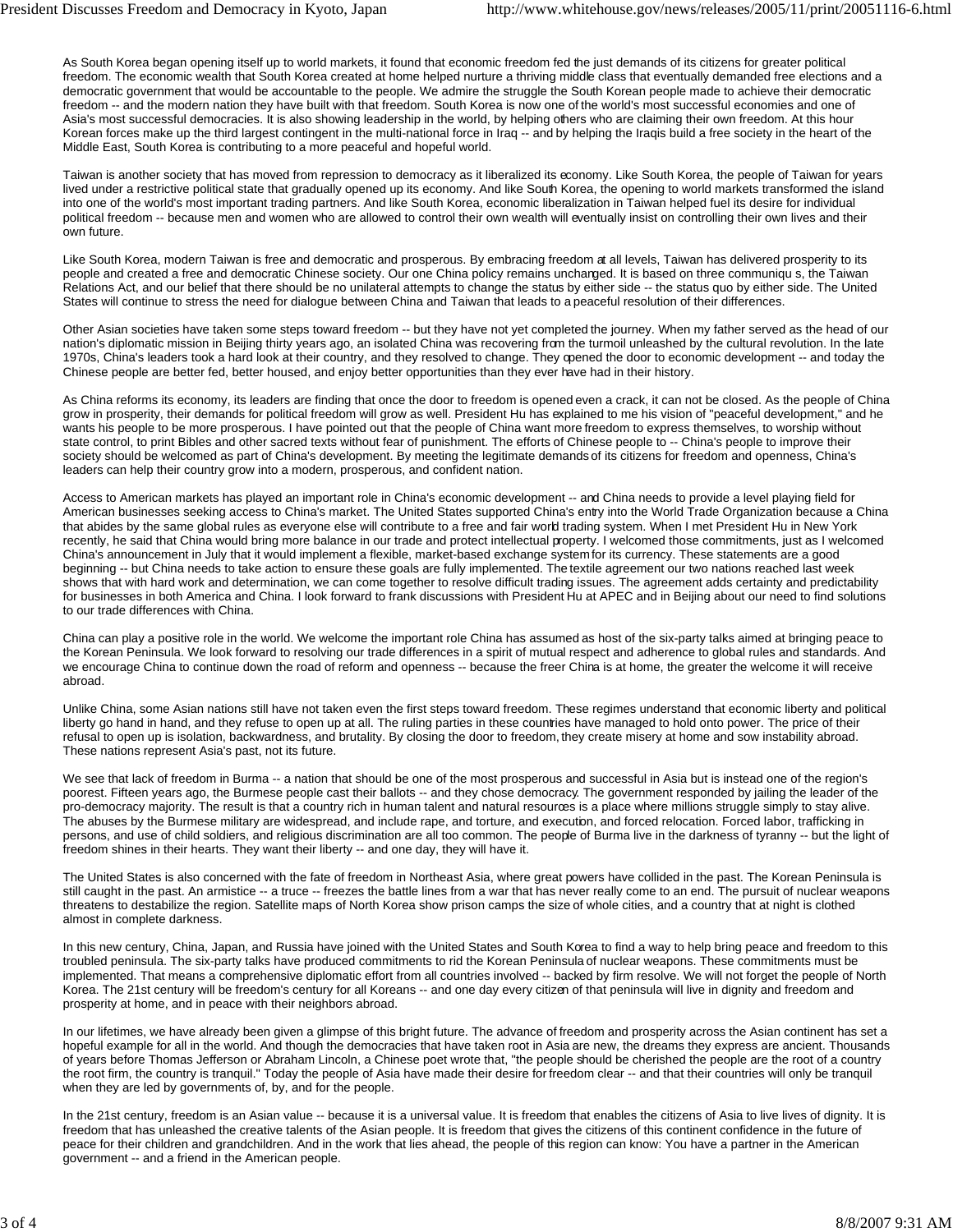As South Korea began opening itself up to world markets, it found that economic freedom fed the just demands of its citizens for greater political freedom. The economic wealth that South Korea created at home helped nurture a thriving middle class that eventually demanded free elections and a democratic government that would be accountable to the people. We admire the struggle the South Korean people made to achieve their democratic freedom -- and the modern nation they have built with that freedom. South Korea is now one of the world's most successful economies and one of Asia's most successful democracies. It is also showing leadership in the world, by helping others who are claiming their own freedom. At this hour Korean forces make up the third largest contingent in the multi-national force in Iraq -- and by helping the Iraqis build a free society in the heart of the Middle East, South Korea is contributing to a more peaceful and hopeful world.

Taiwan is another society that has moved from repression to democracy as it liberalized its economy. Like South Korea, the people of Taiwan for years lived under a restrictive political state that gradually opened up its economy. And like South Korea, the opening to world markets transformed the island into one of the world's most important trading partners. And like South Korea, economic liberalization in Taiwan helped fuel its desire for individual political freedom -- because men and women who are allowed to control their own wealth will eventually insist on controlling their own lives and their own future.

Like South Korea, modern Taiwan is free and democratic and prosperous. By embracing freedom at all levels, Taiwan has delivered prosperity to its people and created a free and democratic Chinese society. Our one China policy remains unchanged. It is based on three communiqu s, the Taiwan Relations Act, and our belief that there should be no unilateral attempts to change the status by either side -- the status quo by either side. The United States will continue to stress the need for dialogue between China and Taiwan that leads to a peaceful resolution of their differences.

Other Asian societies have taken some steps toward freedom -- but they have not yet completed the journey. When my father served as the head of our nation's diplomatic mission in Beijing thirty years ago, an isolated China was recovering from the turmoil unleashed by the cultural revolution. In the late 1970s, China's leaders took a hard look at their country, and they resolved to change. They opened the door to economic development -- and today the Chinese people are better fed, better housed, and enjoy better opportunities than they ever have had in their history.

As China reforms its economy, its leaders are finding that once the door to freedom is opened even a crack, it can not be closed. As the people of China grow in prosperity, their demands for political freedom will grow as well. President Hu has explained to me his vision of "peaceful development," and he wants his people to be more prosperous. I have pointed out that the people of China want more freedom to express themselves, to worship without state control, to print Bibles and other sacred texts without fear of punishment. The efforts of Chinese people to -- China's people to improve their society should be welcomed as part of China's development. By meeting the legitimate demands of its citizens for freedom and openness, China's leaders can help their country grow into a modern, prosperous, and confident nation.

Access to American markets has played an important role in China's economic development -- and China needs to provide a level playing field for American businesses seeking access to China's market. The United States supported China's entry into the World Trade Organization because a China that abides by the same global rules as everyone else will contribute to a free and fair world trading system. When I met President Hu in New York recently, he said that China would bring more balance in our trade and protect intellectual property. I welcomed those commitments, just as I welcomed China's announcement in July that it would implement a flexible, market-based exchange system for its currency. These statements are a good beginning -- but China needs to take action to ensure these goals are fully implemented. The textile agreement our two nations reached last week shows that with hard work and determination, we can come together to resolve difficult trading issues. The agreement adds certainty and predictability for businesses in both America and China. I look forward to frank discussions with President Hu at APEC and in Beijing about our need to find solutions to our trade differences with China.

China can play a positive role in the world. We welcome the important role China has assumed as host of the six-party talks aimed at bringing peace to the Korean Peninsula. We look forward to resolving our trade differences in a spirit of mutual respect and adherence to global rules and standards. And we encourage China to continue down the road of reform and openness -- because the freer China is at home, the greater the welcome it will receive abroad.

Unlike China, some Asian nations still have not taken even the first steps toward freedom. These regimes understand that economic liberty and political liberty go hand in hand, and they refuse to open up at all. The ruling parties in these countries have managed to hold onto power. The price of their refusal to open up is isolation, backwardness, and brutality. By closing the door to freedom, they create misery at home and sow instability abroad. These nations represent Asia's past, not its future.

We see that lack of freedom in Burma -- a nation that should be one of the most prosperous and successful in Asia but is instead one of the region's poorest. Fifteen years ago, the Burmese people cast their ballots -- and they chose democracy. The government responded by jailing the leader of the pro-democracy majority. The result is that a country rich in human talent and natural resources is a place where millions struggle simply to stay alive. The abuses by the Burmese military are widespread, and include rape, and torture, and execution, and forced relocation. Forced labor, trafficking in persons, and use of child soldiers, and religious discrimination are all too common. The people of Burma live in the darkness of tyranny -- but the light of freedom shines in their hearts. They want their liberty -- and one day, they will have it.

The United States is also concerned with the fate of freedom in Northeast Asia, where great powers have collided in the past. The Korean Peninsula is still caught in the past. An armistice -- a truce -- freezes the battle lines from a war that has never really come to an end. The pursuit of nuclear weapons threatens to destabilize the region. Satellite maps of North Korea show prison camps the size of whole cities, and a country that at night is clothed almost in complete darkness.

In this new century, China, Japan, and Russia have joined with the United States and South Korea to find a way to help bring peace and freedom to this troubled peninsula. The six-party talks have produced commitments to rid the Korean Peninsula of nuclear weapons. These commitments must be implemented. That means a comprehensive diplomatic effort from all countries involved -- backed by firm resolve. We will not forget the people of North Korea. The 21st century will be freedom's century for all Koreans -- and one day every citizen of that peninsula will live in dignity and freedom and prosperity at home, and in peace with their neighbors abroad.

In our lifetimes, we have already been given a glimpse of this bright future. The advance of freedom and prosperity across the Asian continent has set a hopeful example for all in the world. And though the democracies that have taken root in Asia are new, the dreams they express are ancient. Thousands of years before Thomas Jefferson or Abraham Lincoln, a Chinese poet wrote that, "the people should be cherished the people are the root of a country the root firm, the country is tranquil." Today the people of Asia have made their desire for freedom clear -- and that their countries will only be tranquil when they are led by governments of, by, and for the people.

In the 21st century, freedom is an Asian value -- because it is a universal value. It is freedom that enables the citizens of Asia to live lives of dignity. It is freedom that has unleashed the creative talents of the Asian people. It is freedom that gives the citizens of this continent confidence in the future of peace for their children and grandchildren. And in the work that lies ahead, the people of this region can know: You have a partner in the American government -- and a friend in the American people.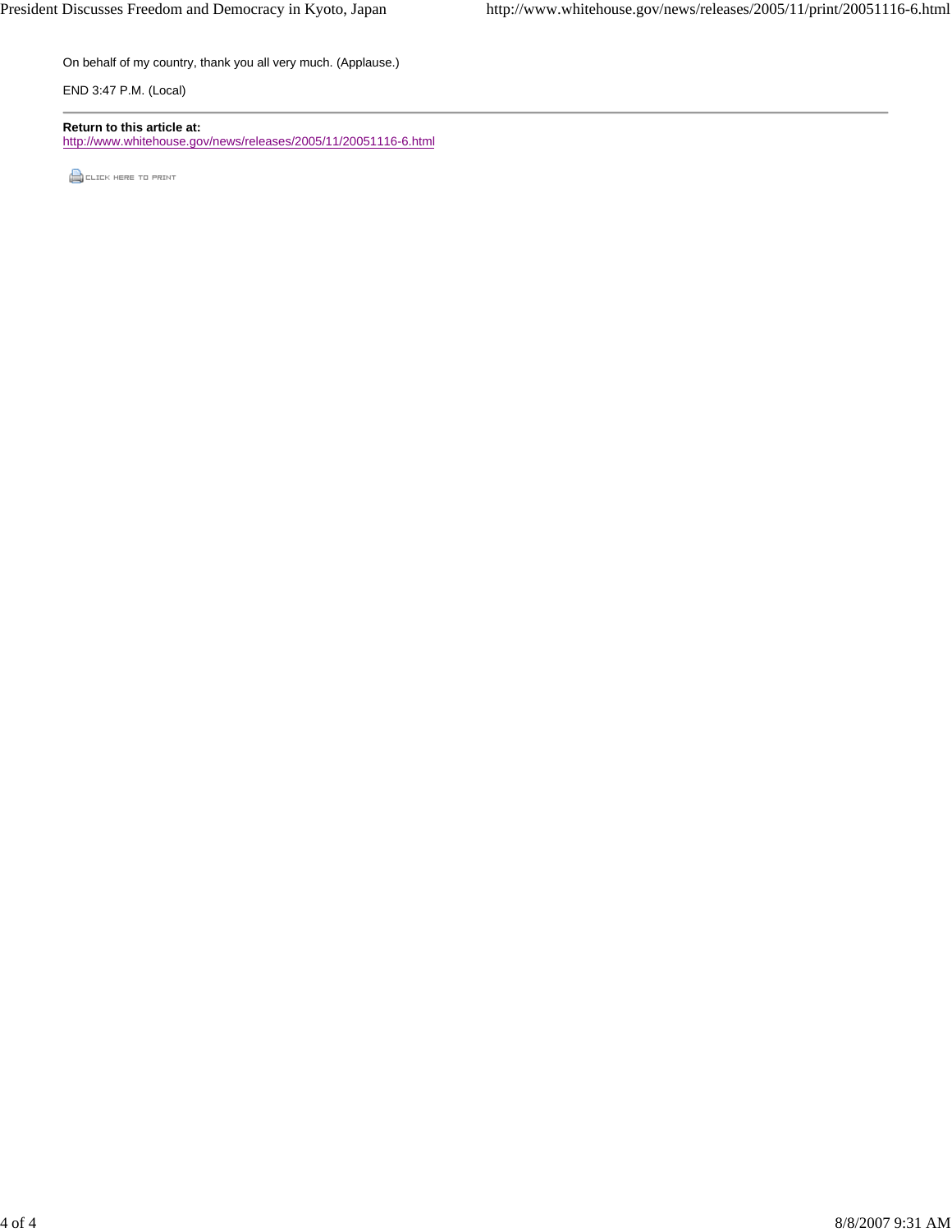On behalf of my country, thank you all very much. (Applause.)

END 3:47 P.M. (Local)

---

**Return to this article at:**
http://www.whitehouse.gov/news/releases/2005/11/20051116-6.html

CLICK HERE TO PRINT